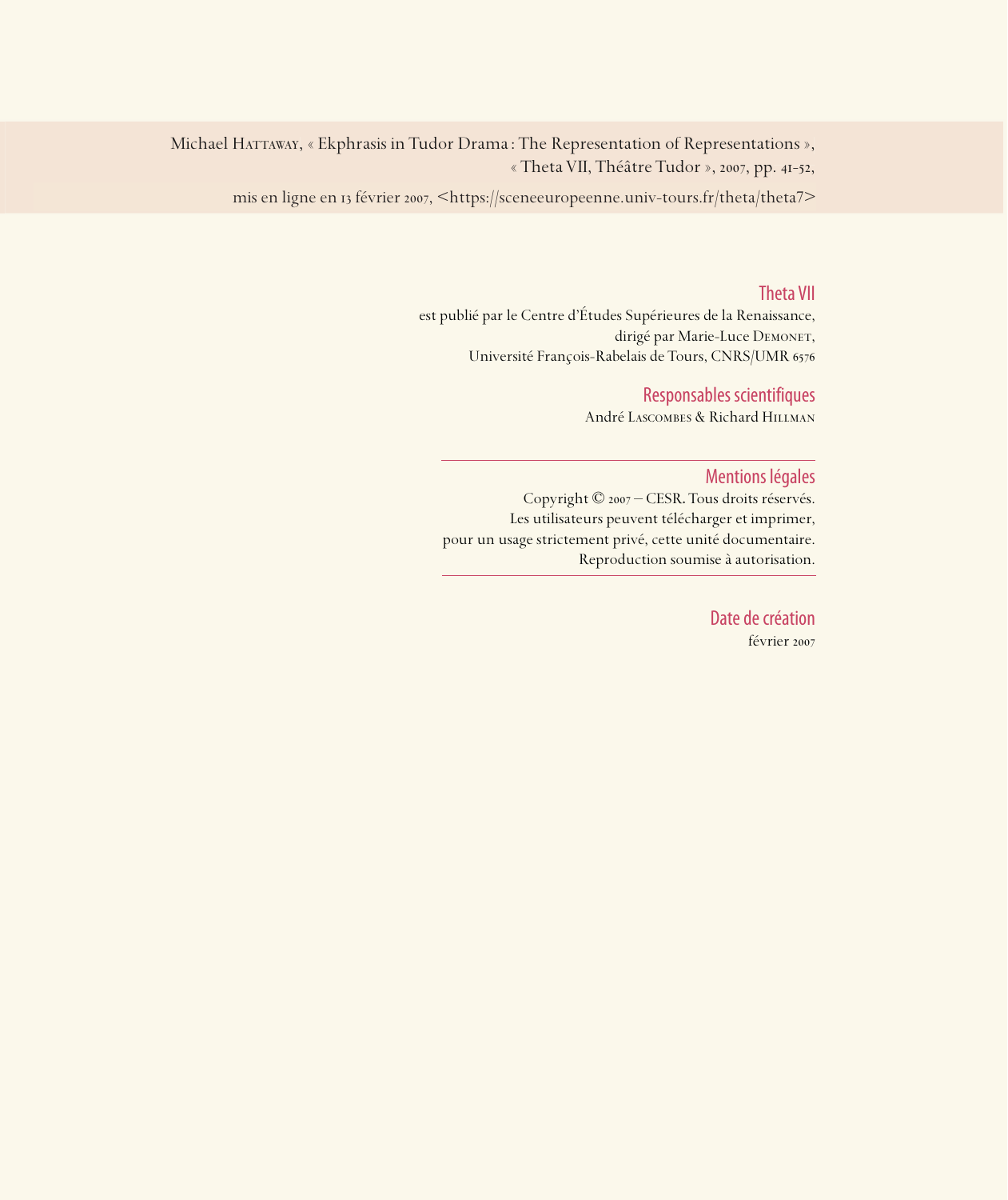Michael Hattaway, « Ekphrasis in Tudor Drama : The Representation of Representations »,
« Theta VII, Théâtre Tudor », 2007, pp. 41-52,

mis en ligne en 13 février 2007, <https://sceneeuropeenne.univ-tours.fr/theta/theta7>

## Theta VII

est publié par le Centre d'Études Supérieures de la Renaissance,
dirigé par Marie-Luce Demonet,
Université François-Rabelais de Tours, CNRS/UMR 6576

## Responsables scientifiques

André Lascombes & Richard Hillman

---

## Mentions légales

Copyright © 2007 – CESR. Tous droits réservés.
Les utilisateurs peuvent télécharger et imprimer,
pour un usage strictement privé, cette unité documentaire.
Reproduction soumise à autorisation.

---

## Date de création

février 2007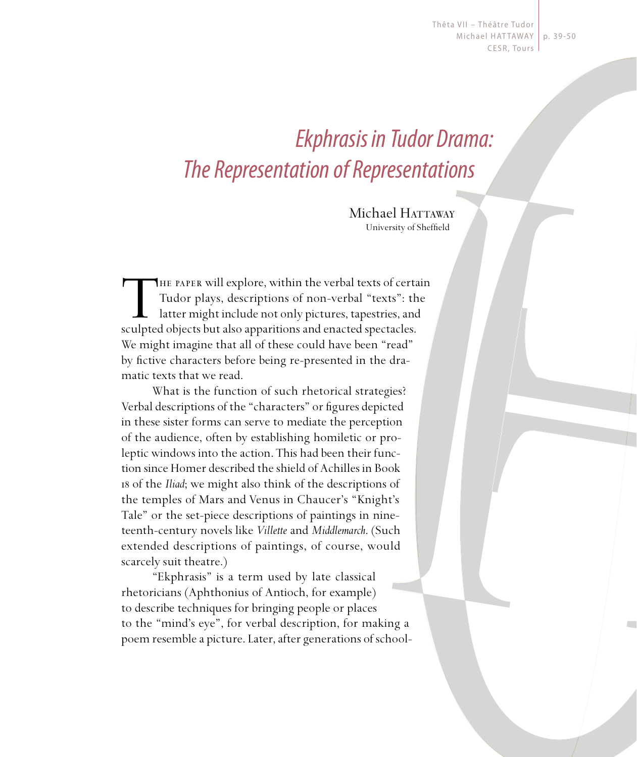# *Ekphrasis in Tudor Drama: The Representation of Representations*

Michael Hattaway
University of Sheffield

The paper will explore, within the verbal texts of certain Tudor plays, descriptions of non-verbal "texts": the latter might include not only pictures, tapestries, and sculpted objects but also apparitions and enacted spectacles. We might imagine that all of these could have been "read" by fictive characters before being re-presented in the dramatic texts that we read.

What is the function of such rhetorical strategies? Verbal descriptions of the "characters" or figures depicted in these sister forms can serve to mediate the perception of the audience, often by establishing homiletic or proleptic windows into the action. This had been their function since Homer described the shield of Achilles in Book 18 of the *Iliad*; we might also think of the descriptions of the temples of Mars and Venus in Chaucer's "Knight's Tale" or the set-piece descriptions of paintings in nineteenth-century novels like *Villette* and *Middlemarch*. (Such extended descriptions of paintings, of course, would scarcely suit theatre.)

"Ekphrasis" is a term used by late classical rhetoricians (Aphthonius of Antioch, for example) to describe techniques for bringing people or places to the "mind's eye", for verbal description, for making a poem resemble a picture. Later, after generations of school-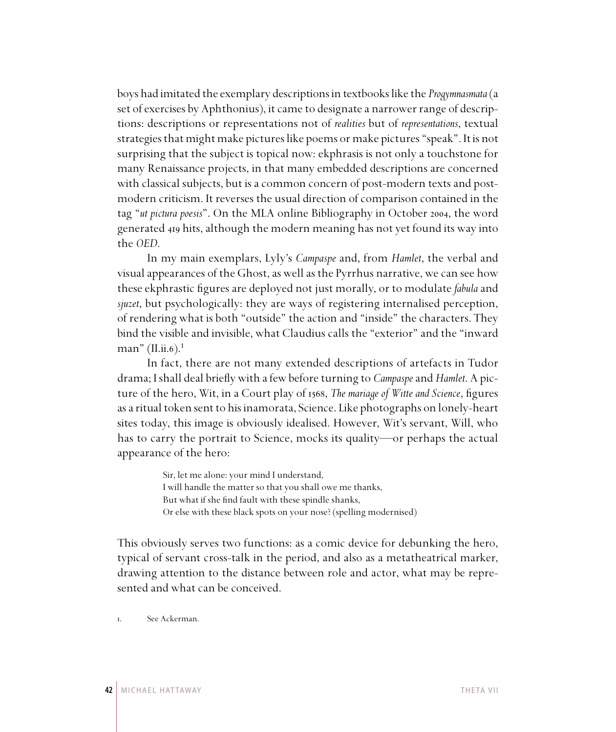boys had imitated the exemplary descriptions in textbooks like the *Progymnasmata* (a set of exercises by Aphthonius), it came to designate a narrower range of descriptions: descriptions or representations not of *realities* but of *representations*, textual strategies that might make pictures like poems or make pictures "speak". It is not surprising that the subject is topical now: ekphrasis is not only a touchstone for many Renaissance projects, in that many embedded descriptions are concerned with classical subjects, but is a common concern of post-modern texts and post-modern criticism. It reverses the usual direction of comparison contained in the tag "*ut pictura poesis*". On the MLA online Bibliography in October 2004, the word generated 419 hits, although the modern meaning has not yet found its way into the *OED*.

In my main exemplars, Lyly's *Campaspe* and, from *Hamlet*, the verbal and visual appearances of the Ghost, as well as the Pyrrhus narrative, we can see how these ekphrastic figures are deployed not just morally, or to modulate *fabula* and *sjuzet*, but psychologically: they are ways of registering internalised perception, of rendering what is both "outside" the action and "inside" the characters. They bind the visible and invisible, what Claudius calls the "exterior" and the "inward man" (II.ii.6).[1]

In fact, there are not many extended descriptions of artefacts in Tudor drama; I shall deal briefly with a few before turning to *Campaspe* and *Hamlet*. A picture of the hero, Wit, in a Court play of 1568, *The mariage of Witte and Science*, figures as a ritual token sent to his inamorata, Science. Like photographs on lonely-heart sites today, this image is obviously idealised. However, Wit's servant, Will, who has to carry the portrait to Science, mocks its quality—or perhaps the actual appearance of the hero:

> Sir, let me alone: your mind I understand,
> I will handle the matter so that you shall owe me thanks,
> But what if she find fault with these spindle shanks,
> Or else with these black spots on your nose? (spelling modernised)

This obviously serves two functions: as a comic device for debunking the hero, typical of servant cross-talk in the period, and also as a metatheatrical marker, drawing attention to the distance between role and actor, what may be represented and what can be conceived.

1. See Ackerman.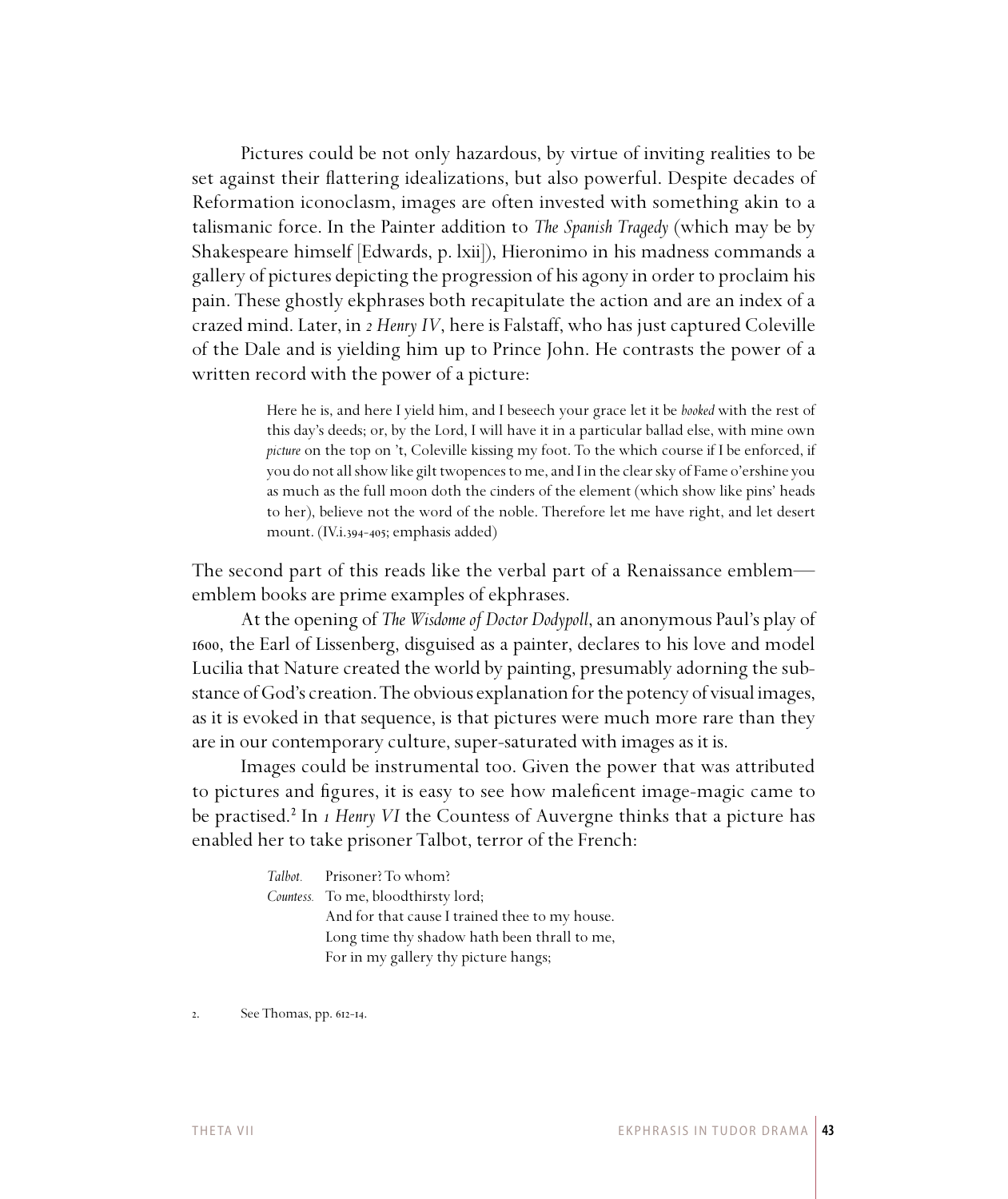Pictures could be not only hazardous, by virtue of inviting realities to be set against their flattering idealizations, but also powerful. Despite decades of Reformation iconoclasm, images are often invested with something akin to a talismanic force. In the Painter addition to *The Spanish Tragedy* (which may be by Shakespeare himself [Edwards, p. lxii]), Hieronimo in his madness commands a gallery of pictures depicting the progression of his agony in order to proclaim his pain. These ghostly ekphrases both recapitulate the action and are an index of a crazed mind. Later, in *2 Henry IV*, here is Falstaff, who has just captured Coleville of the Dale and is yielding him up to Prince John. He contrasts the power of a written record with the power of a picture:

> Here he is, and here I yield him, and I beseech your grace let it be *booked* with the rest of this day's deeds; or, by the Lord, I will have it in a particular ballad else, with mine own *picture* on the top on 't, Coleville kissing my foot. To the which course if I be enforced, if you do not all show like gilt twopences to me, and I in the clear sky of Fame o'ershine you as much as the full moon doth the cinders of the element (which show like pins' heads to her), believe not the word of the noble. Therefore let me have right, and let desert mount. (IV.i.394–405; emphasis added)

The second part of this reads like the verbal part of a Renaissance emblem—emblem books are prime examples of ekphrases.

At the opening of *The Wisdome of Doctor Dodypoll*, an anonymous Paul's play of 1600, the Earl of Lissenberg, disguised as a painter, declares to his love and model Lucilia that Nature created the world by painting, presumably adorning the substance of God's creation. The obvious explanation for the potency of visual images, as it is evoked in that sequence, is that pictures were much more rare than they are in our contemporary culture, super-saturated with images as it is.

Images could be instrumental too. Given the power that was attributed to pictures and figures, it is easy to see how maleficent image-magic came to be practised.[2] In *1 Henry VI* the Countess of Auvergne thinks that a picture has enabled her to take prisoner Talbot, terror of the French:

> *Talbot.* Prisoner? To whom?
> *Countess.* To me, bloodthirsty lord;
> And for that cause I trained thee to my house.
> Long time thy shadow hath been thrall to me,
> For in my gallery thy picture hangs;

2. See Thomas, pp. 612–14.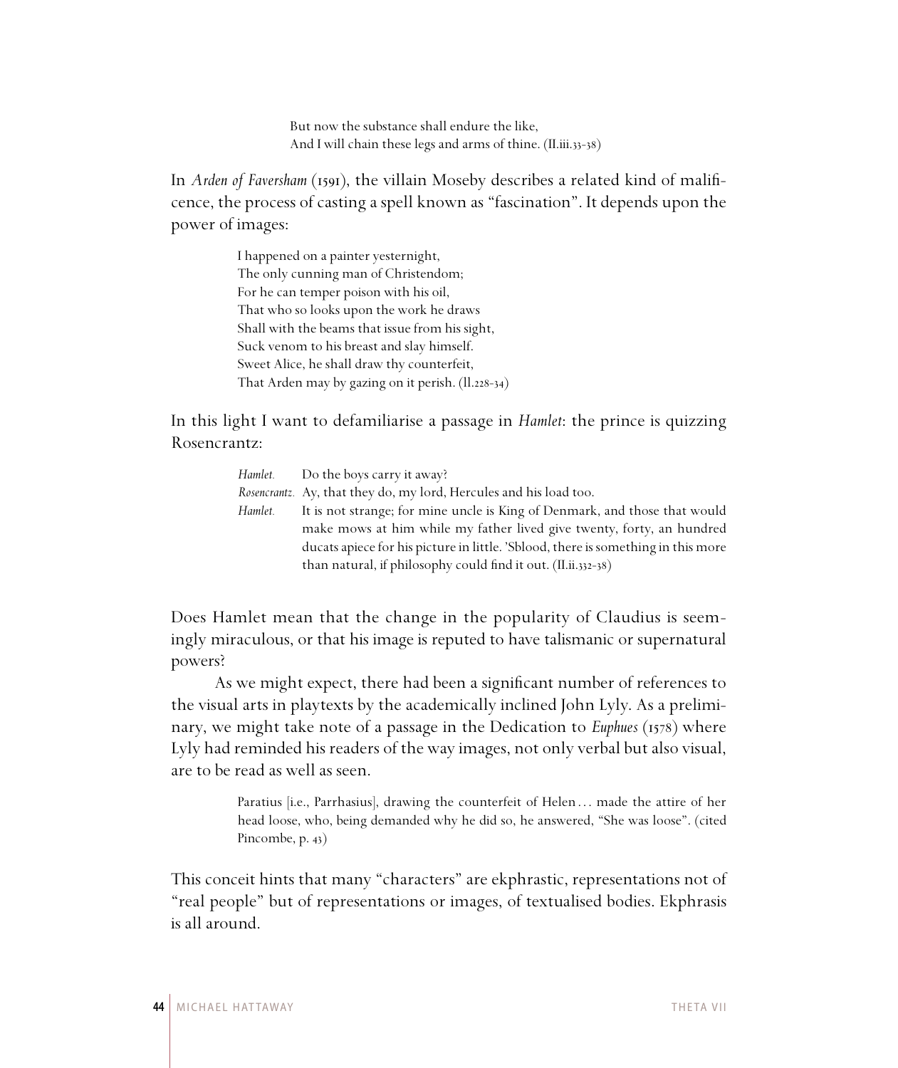> But now the substance shall endure the like,
> And I will chain these legs and arms of thine. (II.iii.33-38)

In *Arden of Faversham* (1591), the villain Moseby describes a related kind of malificence, the process of casting a spell known as "fascination". It depends upon the power of images:

> I happened on a painter yesternight,
> The only cunning man of Christendom;
> For he can temper poison with his oil,
> That who so looks upon the work he draws
> Shall with the beams that issue from his sight,
> Suck venom to his breast and slay himself.
> Sweet Alice, he shall draw thy counterfeit,
> That Arden may by gazing on it perish. (ll.228-34)

In this light I want to defamiliarise a passage in *Hamlet*: the prince is quizzing Rosencrantz:

> *Hamlet.* Do the boys carry it away?
> *Rosencrantz.* Ay, that they do, my lord, Hercules and his load too.
> *Hamlet.* It is not strange; for mine uncle is King of Denmark, and those that would make mows at him while my father lived give twenty, forty, an hundred ducats apiece for his picture in little. 'Sblood, there is something in this more than natural, if philosophy could find it out. (II.ii.332-38)

Does Hamlet mean that the change in the popularity of Claudius is seemingly miraculous, or that his image is reputed to have talismanic or supernatural powers?

As we might expect, there had been a significant number of references to the visual arts in playtexts by the academically inclined John Lyly. As a preliminary, we might take note of a passage in the Dedication to *Euphues* (1578) where Lyly had reminded his readers of the way images, not only verbal but also visual, are to be read as well as seen.

> Paratius [i.e., Parrhasius], drawing the counterfeit of Helen... made the attire of her head loose, who, being demanded why he did so, he answered, "She was loose". (cited Pincombe, p. 43)

This conceit hints that many "characters" are ekphrastic, representations not of "real people" but of representations or images, of textualised bodies. Ekphrasis is all around.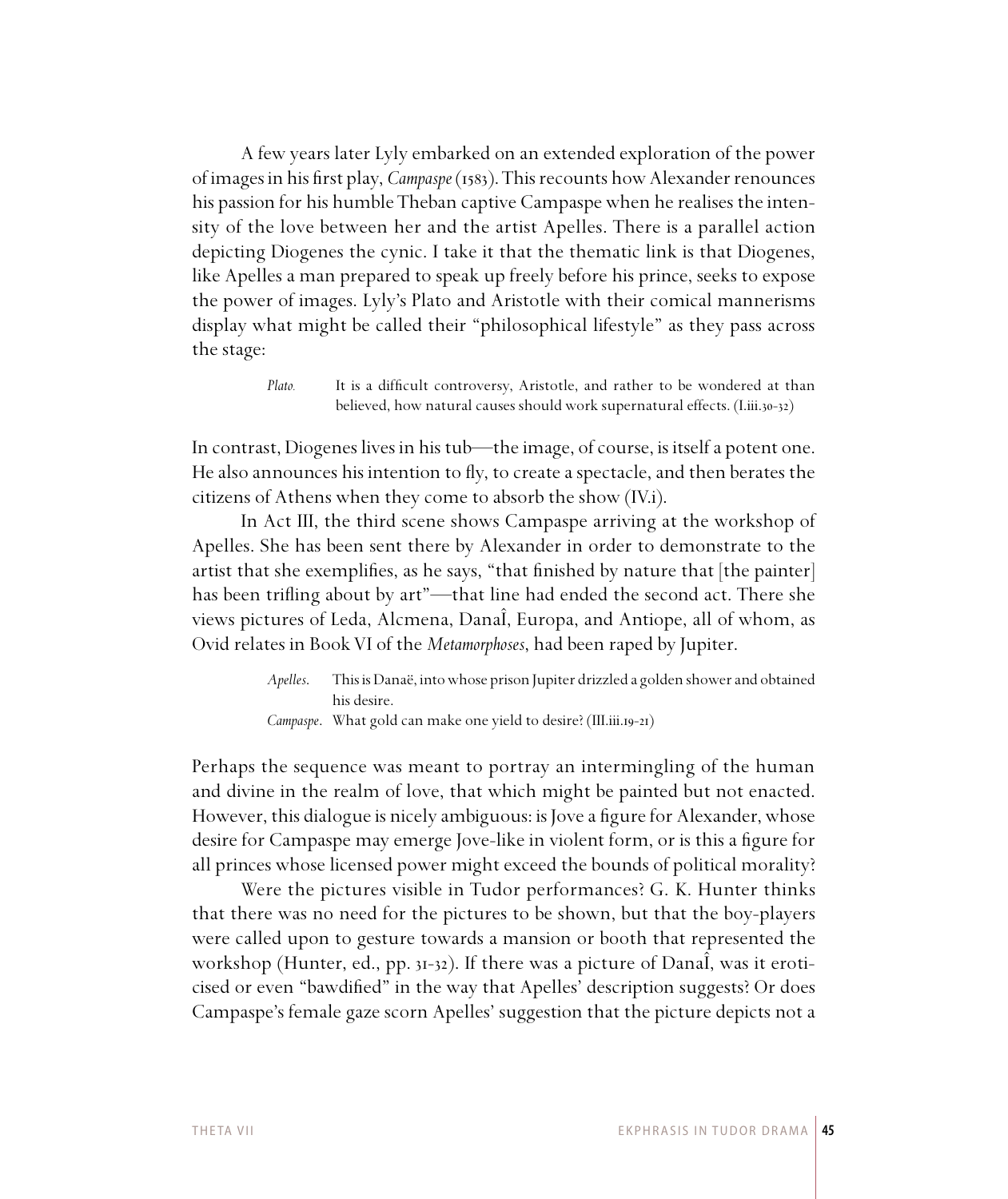A few years later Lyly embarked on an extended exploration of the power of images in his first play, *Campaspe* (1583). This recounts how Alexander renounces his passion for his humble Theban captive Campaspe when he realises the intensity of the love between her and the artist Apelles. There is a parallel action depicting Diogenes the cynic. I take it that the thematic link is that Diogenes, like Apelles a man prepared to speak up freely before his prince, seeks to expose the power of images. Lyly's Plato and Aristotle with their comical mannerisms display what might be called their "philosophical lifestyle" as they pass across the stage:

> *Plato.* It is a difficult controversy, Aristotle, and rather to be wondered at than believed, how natural causes should work supernatural effects. (I.iii.30-32)

In contrast, Diogenes lives in his tub—the image, of course, is itself a potent one. He also announces his intention to fly, to create a spectacle, and then berates the citizens of Athens when they come to absorb the show (IV.i).

In Act III, the third scene shows Campaspe arriving at the workshop of Apelles. She has been sent there by Alexander in order to demonstrate to the artist that she exemplifies, as he says, "that finished by nature that [the painter] has been trifling about by art"—that line had ended the second act. There she views pictures of Leda, Alcmena, DanaÎ, Europa, and Antiope, all of whom, as Ovid relates in Book VI of the *Metamorphoses*, had been raped by Jupiter.

> *Apelles.* This is Danaë, into whose prison Jupiter drizzled a golden shower and obtained his desire.
> *Campaspe.* What gold can make one yield to desire? (III.iii.19-21)

Perhaps the sequence was meant to portray an intermingling of the human and divine in the realm of love, that which might be painted but not enacted. However, this dialogue is nicely ambiguous: is Jove a figure for Alexander, whose desire for Campaspe may emerge Jove-like in violent form, or is this a figure for all princes whose licensed power might exceed the bounds of political morality?

Were the pictures visible in Tudor performances? G. K. Hunter thinks that there was no need for the pictures to be shown, but that the boy-players were called upon to gesture towards a mansion or booth that represented the workshop (Hunter, ed., pp. 31-32). If there was a picture of DanaÎ, was it eroticised or even "bawdified" in the way that Apelles' description suggests? Or does Campaspe's female gaze scorn Apelles' suggestion that the picture depicts not a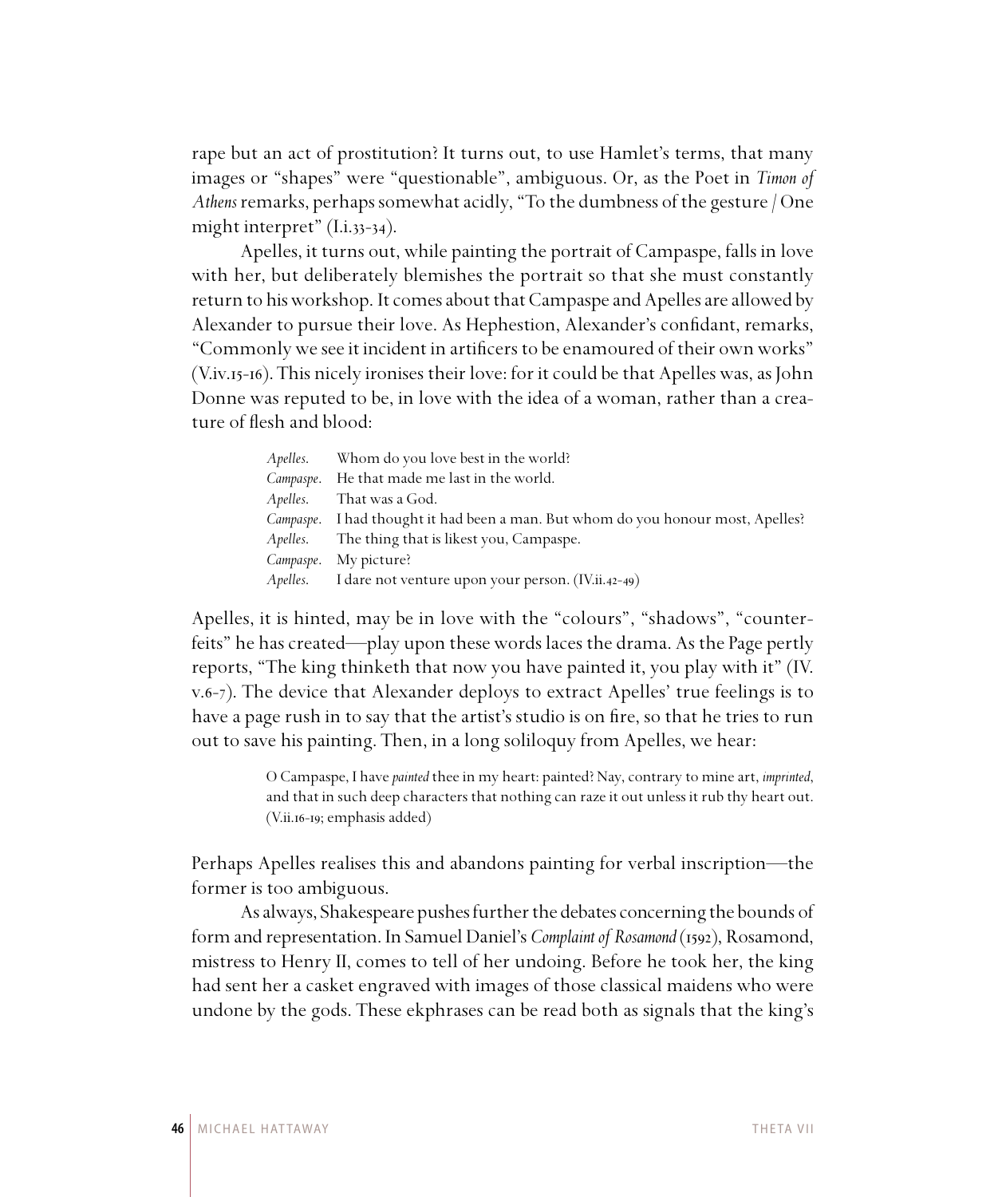rape but an act of prostitution? It turns out, to use Hamlet's terms, that many images or "shapes" were "questionable", ambiguous. Or, as the Poet in *Timon of Athens* remarks, perhaps somewhat acidly, "To the dumbness of the gesture / One might interpret" (I.i.33-34).

Apelles, it turns out, while painting the portrait of Campaspe, falls in love with her, but deliberately blemishes the portrait so that she must constantly return to his workshop. It comes about that Campaspe and Apelles are allowed by Alexander to pursue their love. As Hephestion, Alexander's confidant, remarks, "Commonly we see it incident in artificers to be enamoured of their own works" (V.iv.15-16). This nicely ironises their love: for it could be that Apelles was, as John Donne was reputed to be, in love with the idea of a woman, rather than a creature of flesh and blood:

> *Apelles.* Whom do you love best in the world?
> *Campaspe.* He that made me last in the world.
> *Apelles.* That was a God.
> *Campaspe.* I had thought it had been a man. But whom do you honour most, Apelles?
> *Apelles.* The thing that is likest you, Campaspe.
> *Campaspe.* My picture?
> *Apelles.* I dare not venture upon your person. (IV.ii.42-49)

Apelles, it is hinted, may be in love with the "colours", "shadows", "counterfeits" he has created—play upon these words laces the drama. As the Page pertly reports, "The king thinketh that now you have painted it, you play with it" (IV.v.6-7). The device that Alexander deploys to extract Apelles' true feelings is to have a page rush in to say that the artist's studio is on fire, so that he tries to run out to save his painting. Then, in a long soliloquy from Apelles, we hear:

> O Campaspe, I have *painted* thee in my heart: painted? Nay, contrary to mine art, *imprinted*, and that in such deep characters that nothing can raze it out unless it rub thy heart out. (V.ii.16-19; emphasis added)

Perhaps Apelles realises this and abandons painting for verbal inscription—the former is too ambiguous.

As always, Shakespeare pushes further the debates concerning the bounds of form and representation. In Samuel Daniel's *Complaint of Rosamond* (1592), Rosamond, mistress to Henry II, comes to tell of her undoing. Before he took her, the king had sent her a casket engraved with images of those classical maidens who were undone by the gods. These ekphrases can be read both as signals that the king's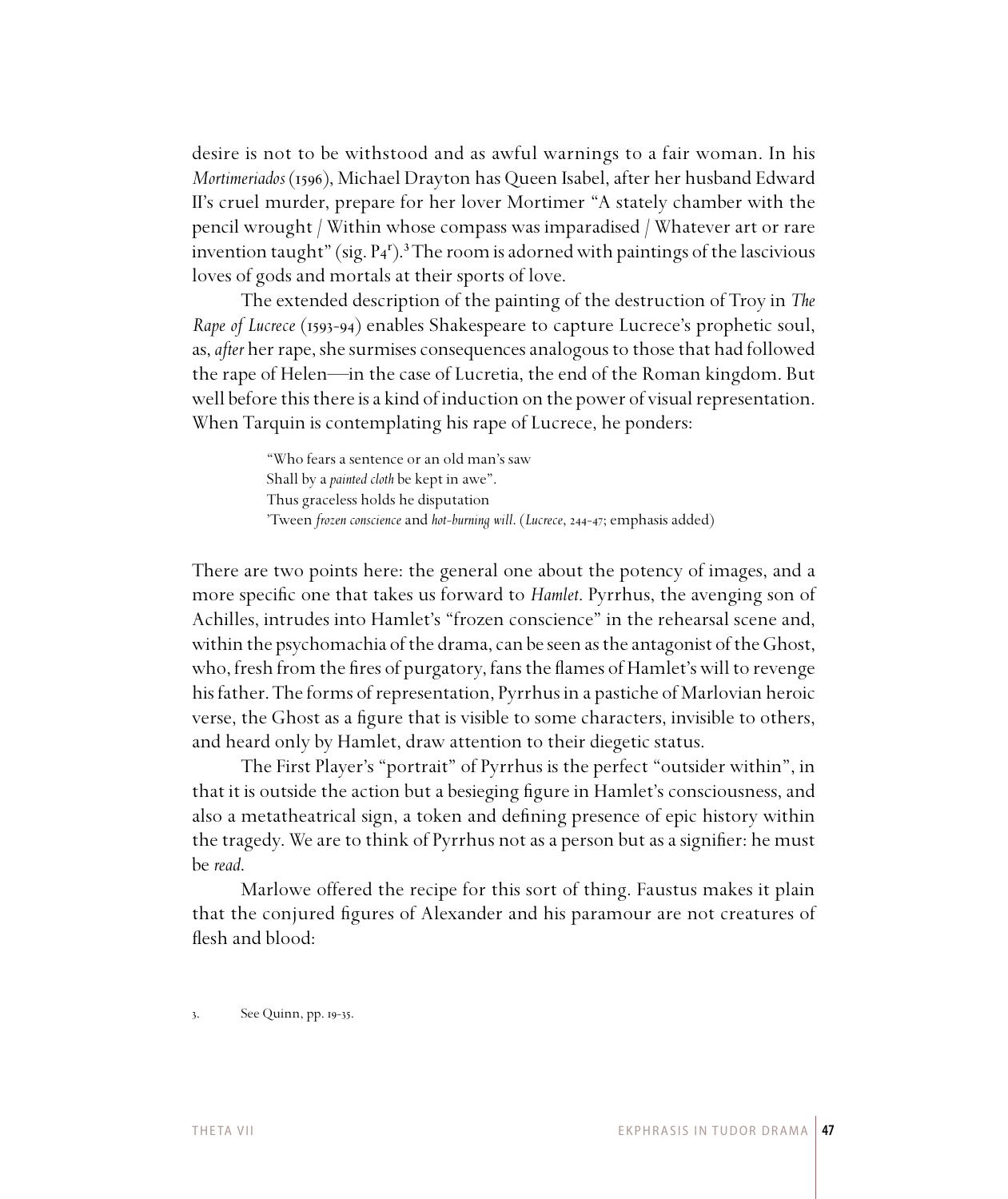desire is not to be withstood and as awful warnings to a fair woman. In his *Mortimeriados* (1596), Michael Drayton has Queen Isabel, after her husband Edward II's cruel murder, prepare for her lover Mortimer "A stately chamber with the pencil wrought / Within whose compass was imparadised / Whatever art or rare invention taught" (sig. P4$^{r}$).[3] The room is adorned with paintings of the lascivious loves of gods and mortals at their sports of love.

The extended description of the painting of the destruction of Troy in *The Rape of Lucrece* (1593-94) enables Shakespeare to capture Lucrece's prophetic soul, as, *after* her rape, she surmises consequences analogous to those that had followed the rape of Helen—in the case of Lucretia, the end of the Roman kingdom. But well before this there is a kind of induction on the power of visual representation. When Tarquin is contemplating his rape of Lucrece, he ponders:

> "Who fears a sentence or an old man's saw
> Shall by a *painted cloth* be kept in awe".
> Thus graceless holds he disputation
> 'Tween *frozen conscience* and *hot-burning will*. (*Lucrece*, 244-47; emphasis added)

There are two points here: the general one about the potency of images, and a more specific one that takes us forward to *Hamlet*. Pyrrhus, the avenging son of Achilles, intrudes into Hamlet's "frozen conscience" in the rehearsal scene and, within the psychomachia of the drama, can be seen as the antagonist of the Ghost, who, fresh from the fires of purgatory, fans the flames of Hamlet's will to revenge his father. The forms of representation, Pyrrhus in a pastiche of Marlovian heroic verse, the Ghost as a figure that is visible to some characters, invisible to others, and heard only by Hamlet, draw attention to their diegetic status.

The First Player's "portrait" of Pyrrhus is the perfect "outsider within", in that it is outside the action but a besieging figure in Hamlet's consciousness, and also a metatheatrical sign, a token and defining presence of epic history within the tragedy. We are to think of Pyrrhus not as a person but as a signifier: he must be *read*.

Marlowe offered the recipe for this sort of thing. Faustus makes it plain that the conjured figures of Alexander and his paramour are not creatures of flesh and blood:

3. See Quinn, pp. 19-35.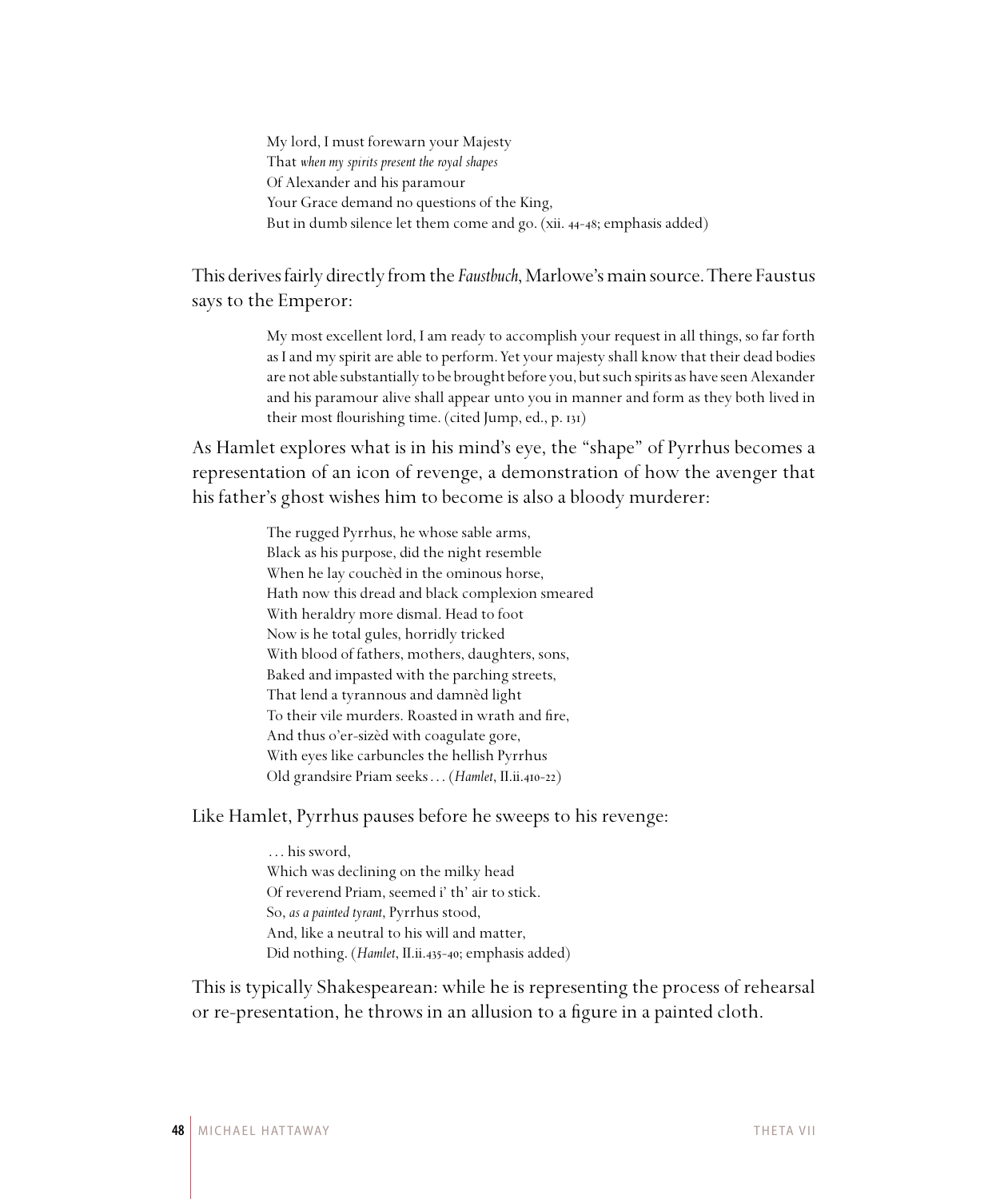> My lord, I must forewarn your Majesty
> That *when my spirits present the royal shapes*
> Of Alexander and his paramour
> Your Grace demand no questions of the King,
> But in dumb silence let them come and go. (xii. 44-48; emphasis added)

This derives fairly directly from the *Faustbuch*, Marlowe's main source. There Faustus says to the Emperor:

> My most excellent lord, I am ready to accomplish your request in all things, so far forth as I and my spirit are able to perform. Yet your majesty shall know that their dead bodies are not able substantially to be brought before you, but such spirits as have seen Alexander and his paramour alive shall appear unto you in manner and form as they both lived in their most flourishing time. (cited Jump, ed., p. 131)

As Hamlet explores what is in his mind's eye, the "shape" of Pyrrhus becomes a representation of an icon of revenge, a demonstration of how the avenger that his father's ghost wishes him to become is also a bloody murderer:

> The rugged Pyrrhus, he whose sable arms,
> Black as his purpose, did the night resemble
> When he lay couchèd in the ominous horse,
> Hath now this dread and black complexion smeared
> With heraldry more dismal. Head to foot
> Now is he total gules, horridly tricked
> With blood of fathers, mothers, daughters, sons,
> Baked and impasted with the parching streets,
> That lend a tyrannous and damnèd light
> To their vile murders. Roasted in wrath and fire,
> And thus o'er-sizèd with coagulate gore,
> With eyes like carbuncles the hellish Pyrrhus
> Old grandsire Priam seeks . . . (*Hamlet*, II.ii.410-22)

Like Hamlet, Pyrrhus pauses before he sweeps to his revenge:

> . . . his sword,
> Which was declining on the milky head
> Of reverend Priam, seemed i' th' air to stick.
> So, *as a painted tyrant*, Pyrrhus stood,
> And, like a neutral to his will and matter,
> Did nothing. (*Hamlet*, II.ii.435-40; emphasis added)

This is typically Shakespearean: while he is representing the process of rehearsal or re-presentation, he throws in an allusion to a figure in a painted cloth.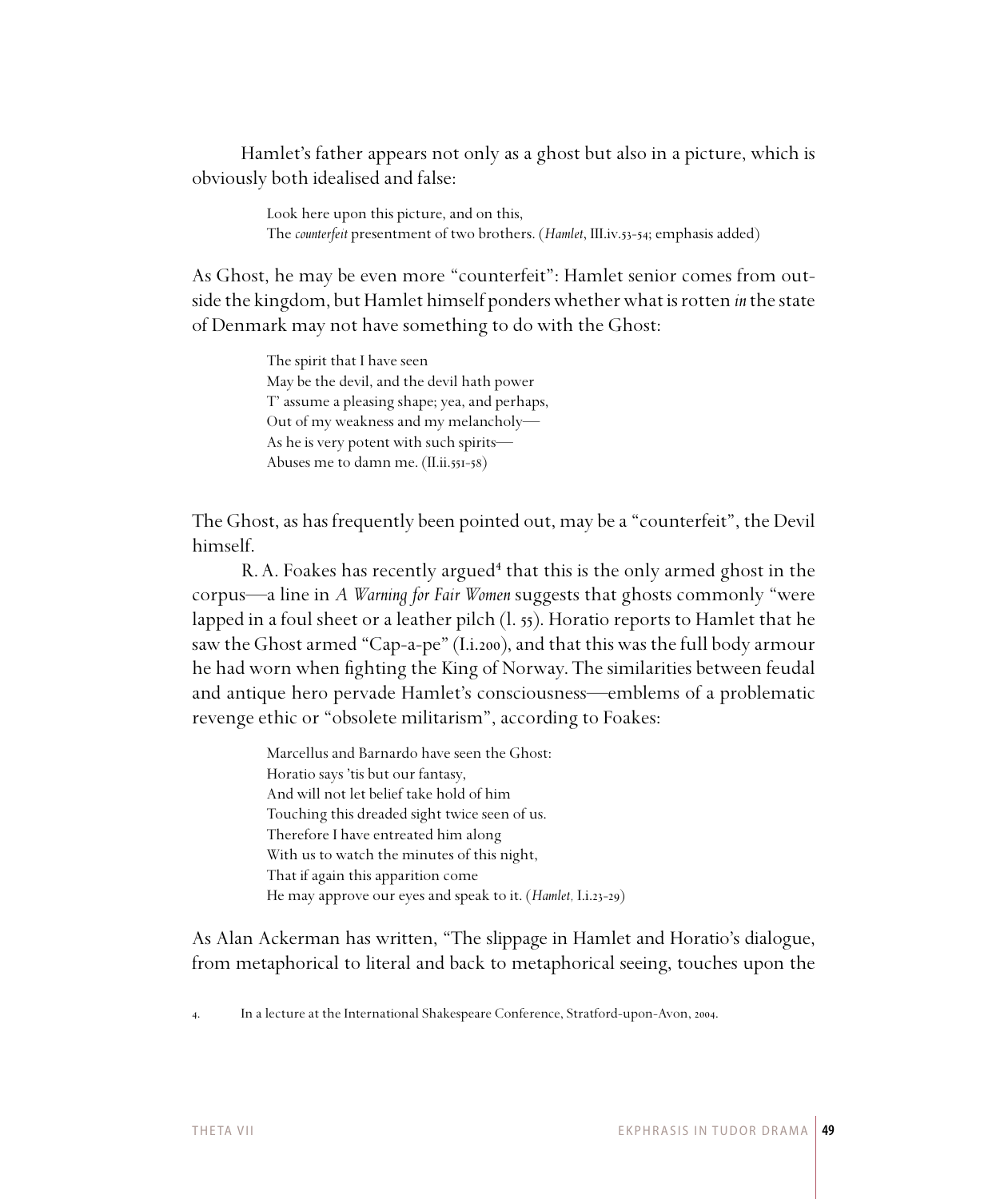Hamlet's father appears not only as a ghost but also in a picture, which is obviously both idealised and false:

> Look here upon this picture, and on this,
> The *counterfeit* presentment of two brothers. (*Hamlet*, III.iv.53-54; emphasis added)

As Ghost, he may be even more "counterfeit": Hamlet senior comes from outside the kingdom, but Hamlet himself ponders whether what is rotten *in* the state of Denmark may not have something to do with the Ghost:

> The spirit that I have seen
> May be the devil, and the devil hath power
> T' assume a pleasing shape; yea, and perhaps,
> Out of my weakness and my melancholy—
> As he is very potent with such spirits—
> Abuses me to damn me. (II.ii.551-58)

The Ghost, as has frequently been pointed out, may be a "counterfeit", the Devil himself.

R. A. Foakes has recently argued[4] that this is the only armed ghost in the corpus—a line in *A Warning for Fair Women* suggests that ghosts commonly "were lapped in a foul sheet or a leather pilch (l. 55). Horatio reports to Hamlet that he saw the Ghost armed "Cap-a-pe" (I.i.200), and that this was the full body armour he had worn when fighting the King of Norway. The similarities between feudal and antique hero pervade Hamlet's consciousness—emblems of a problematic revenge ethic or "obsolete militarism", according to Foakes:

> Marcellus and Barnardo have seen the Ghost:
> Horatio says 'tis but our fantasy,
> And will not let belief take hold of him
> Touching this dreaded sight twice seen of us.
> Therefore I have entreated him along
> With us to watch the minutes of this night,
> That if again this apparition come
> He may approve our eyes and speak to it. (*Hamlet,* I.i.23-29)

As Alan Ackerman has written, "The slippage in Hamlet and Horatio's dialogue, from metaphorical to literal and back to metaphorical seeing, touches upon the

4. In a lecture at the International Shakespeare Conference, Stratford-upon-Avon, 2004.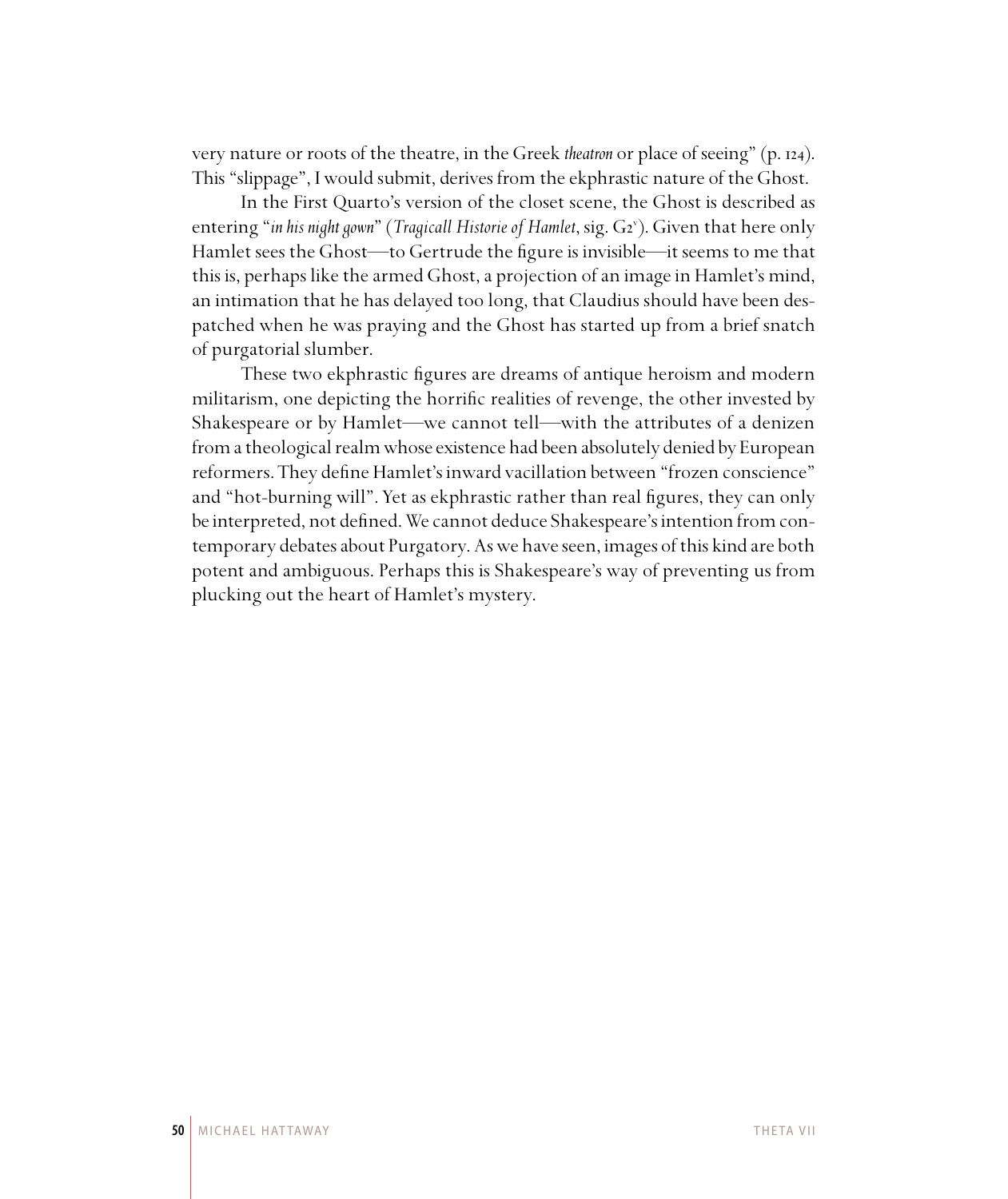very nature or roots of the theatre, in the Greek *theatron* or place of seeing" (p. 124). This "slippage", I would submit, derives from the ekphrastic nature of the Ghost.

In the First Quarto's version of the closet scene, the Ghost is described as entering "*in his night gown*" (*Tragicall Historie of Hamlet*, sig. G2$^{v}$). Given that here only Hamlet sees the Ghost—to Gertrude the figure is invisible—it seems to me that this is, perhaps like the armed Ghost, a projection of an image in Hamlet's mind, an intimation that he has delayed too long, that Claudius should have been despatched when he was praying and the Ghost has started up from a brief snatch of purgatorial slumber.

These two ekphrastic figures are dreams of antique heroism and modern militarism, one depicting the horrific realities of revenge, the other invested by Shakespeare or by Hamlet—we cannot tell—with the attributes of a denizen from a theological realm whose existence had been absolutely denied by European reformers. They define Hamlet's inward vacillation between "frozen conscience" and "hot-burning will". Yet as ekphrastic rather than real figures, they can only be interpreted, not defined. We cannot deduce Shakespeare's intention from contemporary debates about Purgatory. As we have seen, images of this kind are both potent and ambiguous. Perhaps this is Shakespeare's way of preventing us from plucking out the heart of Hamlet's mystery.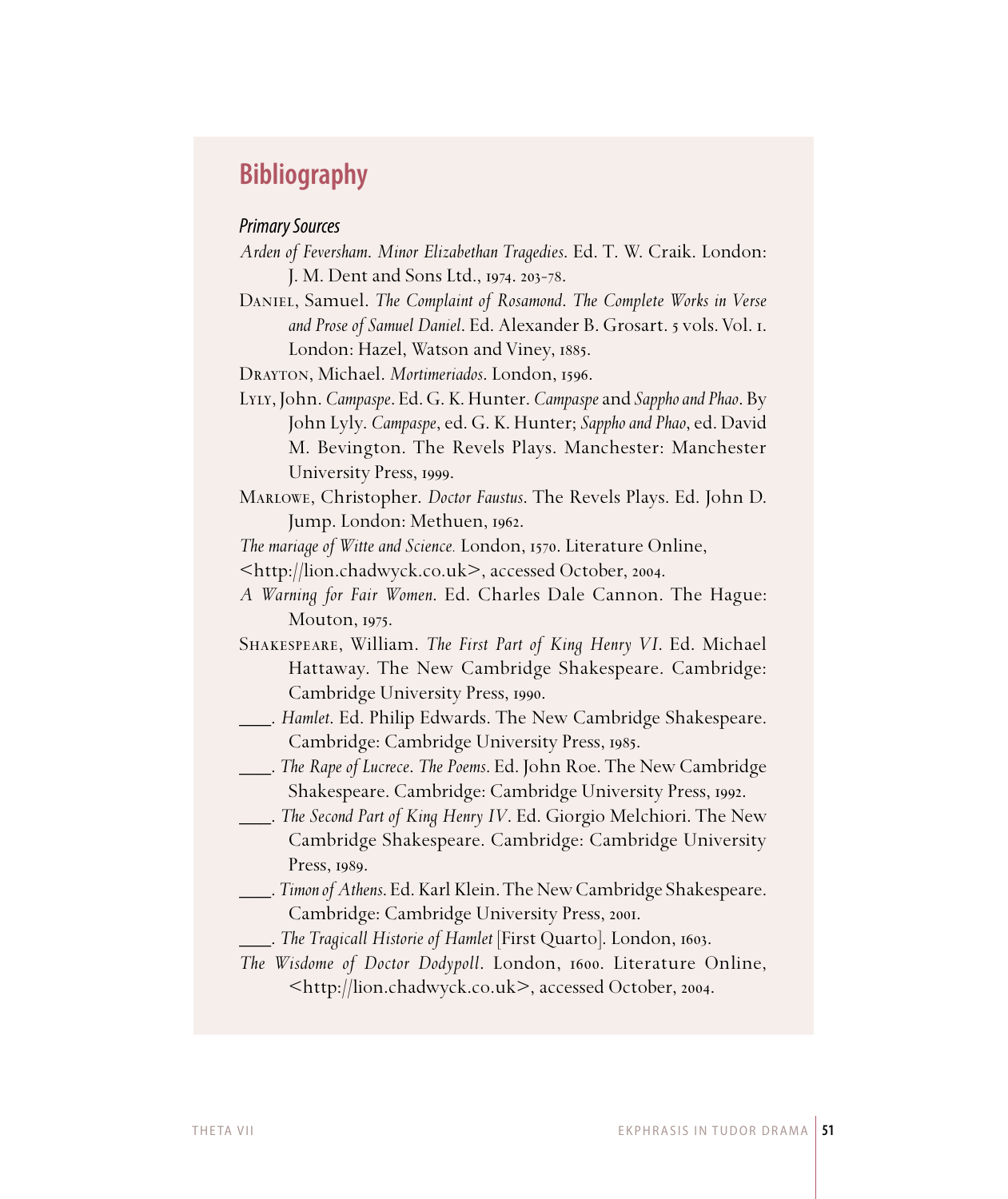## Bibliography

### *Primary Sources*

*Arden of Feversham*. *Minor Elizabethan Tragedies*. Ed. T. W. Craik. London: J. M. Dent and Sons Ltd., 1974. 203-78.

Daniel, Samuel. *The Complaint of Rosamond*. *The Complete Works in Verse and Prose of Samuel Daniel*. Ed. Alexander B. Grosart. 5 vols. Vol. 1. London: Hazel, Watson and Viney, 1885.

Drayton, Michael. *Mortimeriados*. London, 1596.

Lyly, John. *Campaspe*. Ed. G. K. Hunter. *Campaspe* and *Sappho and Phao*. By John Lyly. *Campaspe*, ed. G. K. Hunter; *Sappho and Phao*, ed. David M. Bevington. The Revels Plays. Manchester: Manchester University Press, 1999.

Marlowe, Christopher. *Doctor Faustus*. The Revels Plays. Ed. John D. Jump. London: Methuen, 1962.

*The mariage of Witte and Science.* London, 1570. Literature Online, <http://lion.chadwyck.co.uk>, accessed October, 2004.

*A Warning for Fair Women*. Ed. Charles Dale Cannon. The Hague: Mouton, 1975.

Shakespeare, William. *The First Part of King Henry VI*. Ed. Michael Hattaway. The New Cambridge Shakespeare. Cambridge: Cambridge University Press, 1990.

___. *Hamlet*. Ed. Philip Edwards. The New Cambridge Shakespeare. Cambridge: Cambridge University Press, 1985.

___. *The Rape of Lucrece*. *The Poems*. Ed. John Roe. The New Cambridge Shakespeare. Cambridge: Cambridge University Press, 1992.

___. *The Second Part of King Henry IV*. Ed. Giorgio Melchiori. The New Cambridge Shakespeare. Cambridge: Cambridge University Press, 1989.

___. *Timon of Athens*. Ed. Karl Klein. The New Cambridge Shakespeare. Cambridge: Cambridge University Press, 2001.

___. *The Tragicall Historie of Hamlet* [First Quarto]. London, 1603.

*The Wisdome of Doctor Dodypoll*. London, 1600. Literature Online, <http://lion.chadwyck.co.uk>, accessed October, 2004.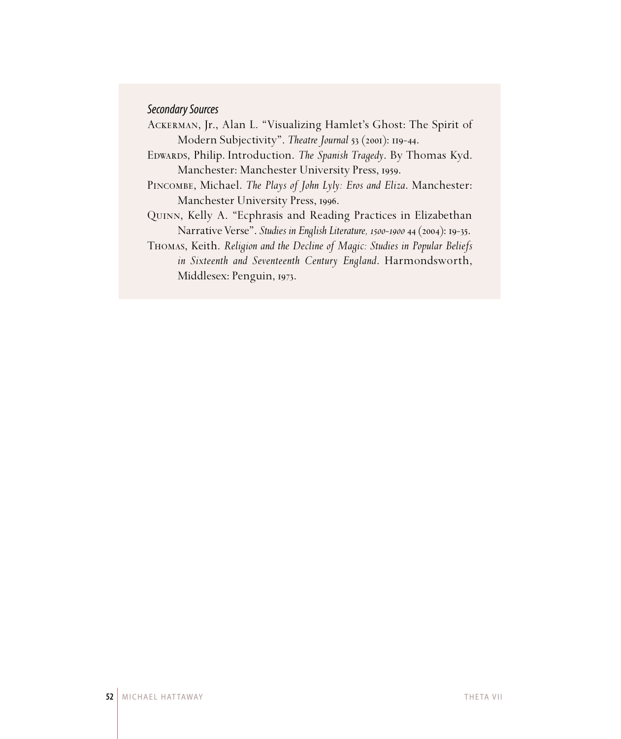*Secondary Sources*

Ackerman, Jr., Alan L. "Visualizing Hamlet's Ghost: The Spirit of Modern Subjectivity". *Theatre Journal* 53 (2001): 119-44.

Edwards, Philip. Introduction. *The Spanish Tragedy*. By Thomas Kyd. Manchester: Manchester University Press, 1959.

Pincombe, Michael. *The Plays of John Lyly: Eros and Eliza*. Manchester: Manchester University Press, 1996.

Quinn, Kelly A. "Ecphrasis and Reading Practices in Elizabethan Narrative Verse". *Studies in English Literature, 1500-1900* 44 (2004): 19-35.

Thomas, Keith. *Religion and the Decline of Magic: Studies in Popular Beliefs in Sixteenth and Seventeenth Century England*. Harmondsworth, Middlesex: Penguin, 1973.